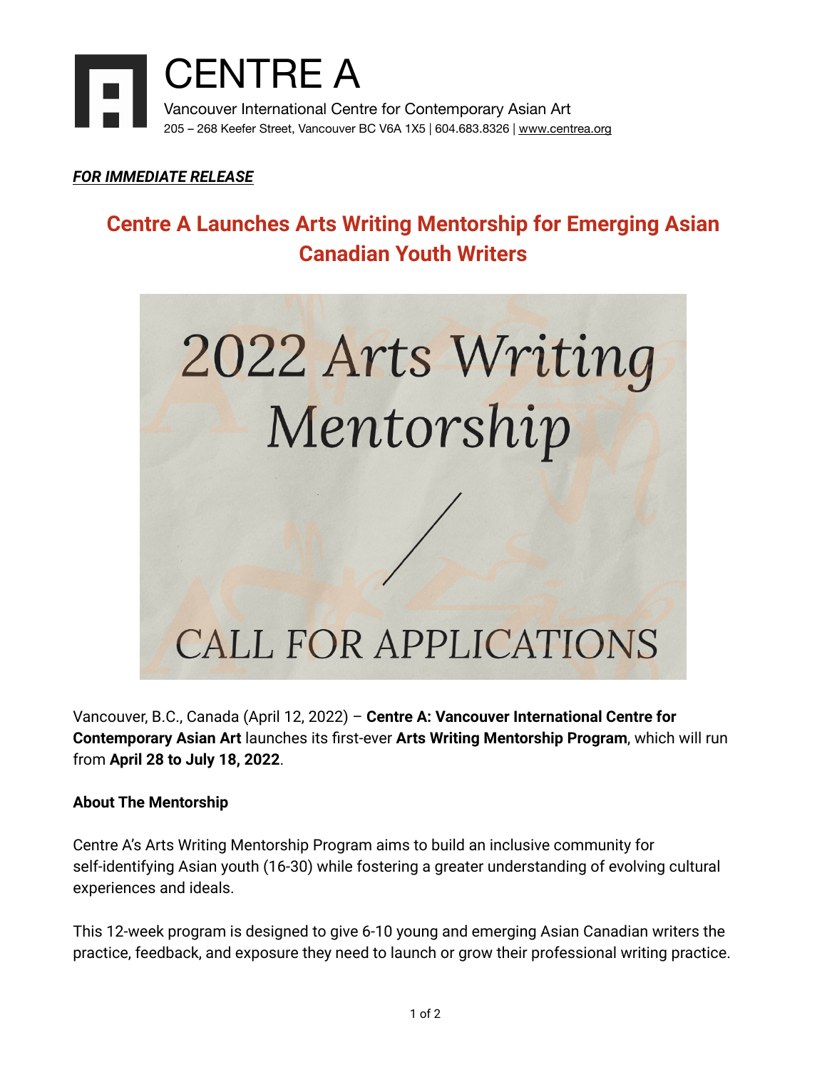# CENTRE A

Vancouver International Centre for Contemporary Asian Art
205 – 268 Keefer Street, Vancouver BC V6A 1X5 | 604.683.8326 | www.centrea.org

***FOR IMMEDIATE RELEASE***

## Centre A Launches Arts Writing Mentorship for Emerging Asian Canadian Youth Writers

2022 Arts Writing Mentorship

CALL FOR APPLICATIONS

Vancouver, B.C., Canada (April 12, 2022) – **Centre A: Vancouver International Centre for Contemporary Asian Art** launches its first-ever **Arts Writing Mentorship Program**, which will run from **April 28 to July 18, 2022**.

**About The Mentorship**

Centre A's Arts Writing Mentorship Program aims to build an inclusive community for self-identifying Asian youth (16-30) while fostering a greater understanding of evolving cultural experiences and ideals.

This 12-week program is designed to give 6-10 young and emerging Asian Canadian writers the practice, feedback, and exposure they need to launch or grow their professional writing practice.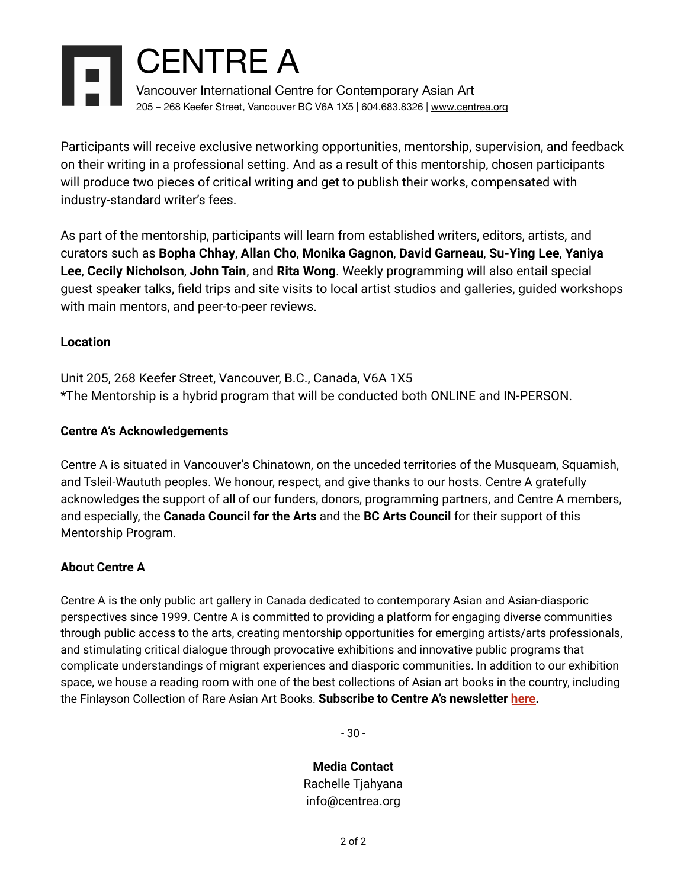Participants will receive exclusive networking opportunities, mentorship, supervision, and feedback on their writing in a professional setting. And as a result of this mentorship, chosen participants will produce two pieces of critical writing and get to publish their works, compensated with industry-standard writer's fees.

As part of the mentorship, participants will learn from established writers, editors, artists, and curators such as **Bopha Chhay**, **Allan Cho**, **Monika Gagnon**, **David Garneau**, **Su-Ying Lee**, **Yaniya Lee**, **Cecily Nicholson**, **John Tain**, and **Rita Wong**. Weekly programming will also entail special guest speaker talks, field trips and site visits to local artist studios and galleries, guided workshops with main mentors, and peer-to-peer reviews.

**Location**

Unit 205, 268 Keefer Street, Vancouver, B.C., Canada, V6A 1X5
*The Mentorship is a hybrid program that will be conducted both ONLINE and IN-PERSON.

**Centre A's Acknowledgements**

Centre A is situated in Vancouver's Chinatown, on the unceded territories of the Musqueam, Squamish, and Tsleil-Waututh peoples. We honour, respect, and give thanks to our hosts. Centre A gratefully acknowledges the support of all of our funders, donors, programming partners, and Centre A members, and especially, the **Canada Council for the Arts** and the **BC Arts Council** for their support of this Mentorship Program.

**About Centre A**

Centre A is the only public art gallery in Canada dedicated to contemporary Asian and Asian-diasporic perspectives since 1999. Centre A is committed to providing a platform for engaging diverse communities through public access to the arts, creating mentorship opportunities for emerging artists/arts professionals, and stimulating critical dialogue through provocative exhibitions and innovative public programs that complicate understandings of migrant experiences and diasporic communities. In addition to our exhibition space, we house a reading room with one of the best collections of Asian art books in the country, including the Finlayson Collection of Rare Asian Art Books. **Subscribe to Centre A's newsletter here.**

\- 30 -

**Media Contact**
Rachelle Tjahyana
info@centrea.org